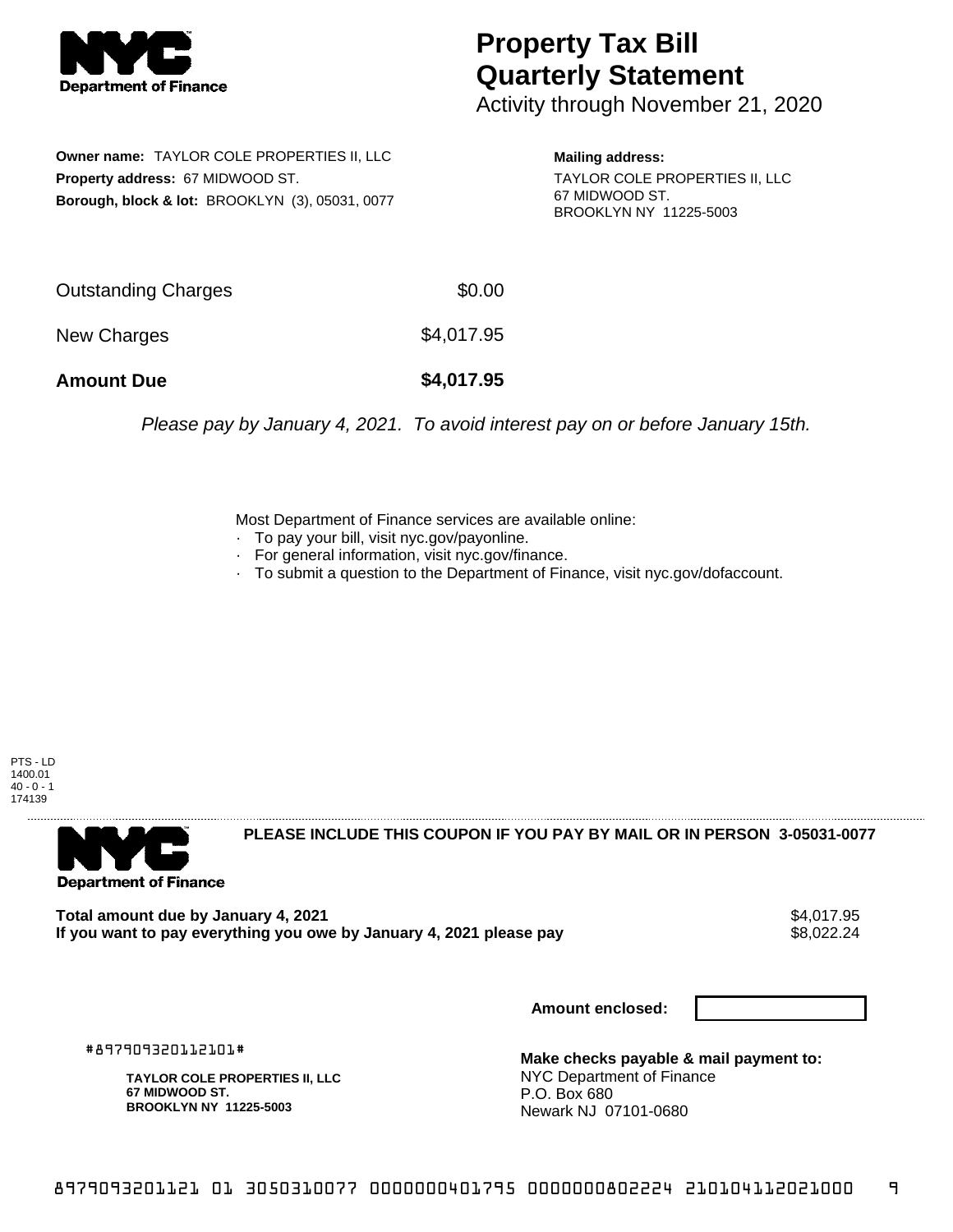# Property Tax Bill Quarterly Statement

Activity through November 21, 2020

**Owner name:** TAYLOR COLE PROPERTIES II, LLC
**Property address:** 67 MIDWOOD ST.
**Borough, block & lot:** BROOKLYN (3), 05031, 0077

**Mailing address:**
TAYLOR COLE PROPERTIES II, LLC
67 MIDWOOD ST.
BROOKLYN NY 11225-5003

| | |
|---|---|
| Outstanding Charges | $0.00 |
| New Charges | $4,017.95 |
| **Amount Due** | **$4,017.95** |

*Please pay by January 4, 2021. To avoid interest pay on or before January 15th.*

Most Department of Finance services are available online:
- To pay your bill, visit nyc.gov/payonline.
- For general information, visit nyc.gov/finance.
- To submit a question to the Department of Finance, visit nyc.gov/dofaccount.

PTS - LD
1400.01
40 - 0 - 1
174139

**PLEASE INCLUDE THIS COUPON IF YOU PAY BY MAIL OR IN PERSON 3-05031-0077**

| | |
|---|---|
| **Total amount due by January 4, 2021** | $4,017.95 |
| **If you want to pay everything you owe by January 4, 2021 please pay** | $8,022.24 |

**Amount enclosed:**

#897909320112101#

**TAYLOR COLE PROPERTIES II, LLC**
**67 MIDWOOD ST.**
**BROOKLYN NY 11225-5003**

**Make checks payable & mail payment to:**
NYC Department of Finance
P.O. Box 680
Newark NJ 07101-0680

8979093201121 01 3050310077 0000000401795 0000000802224 210104112021000 9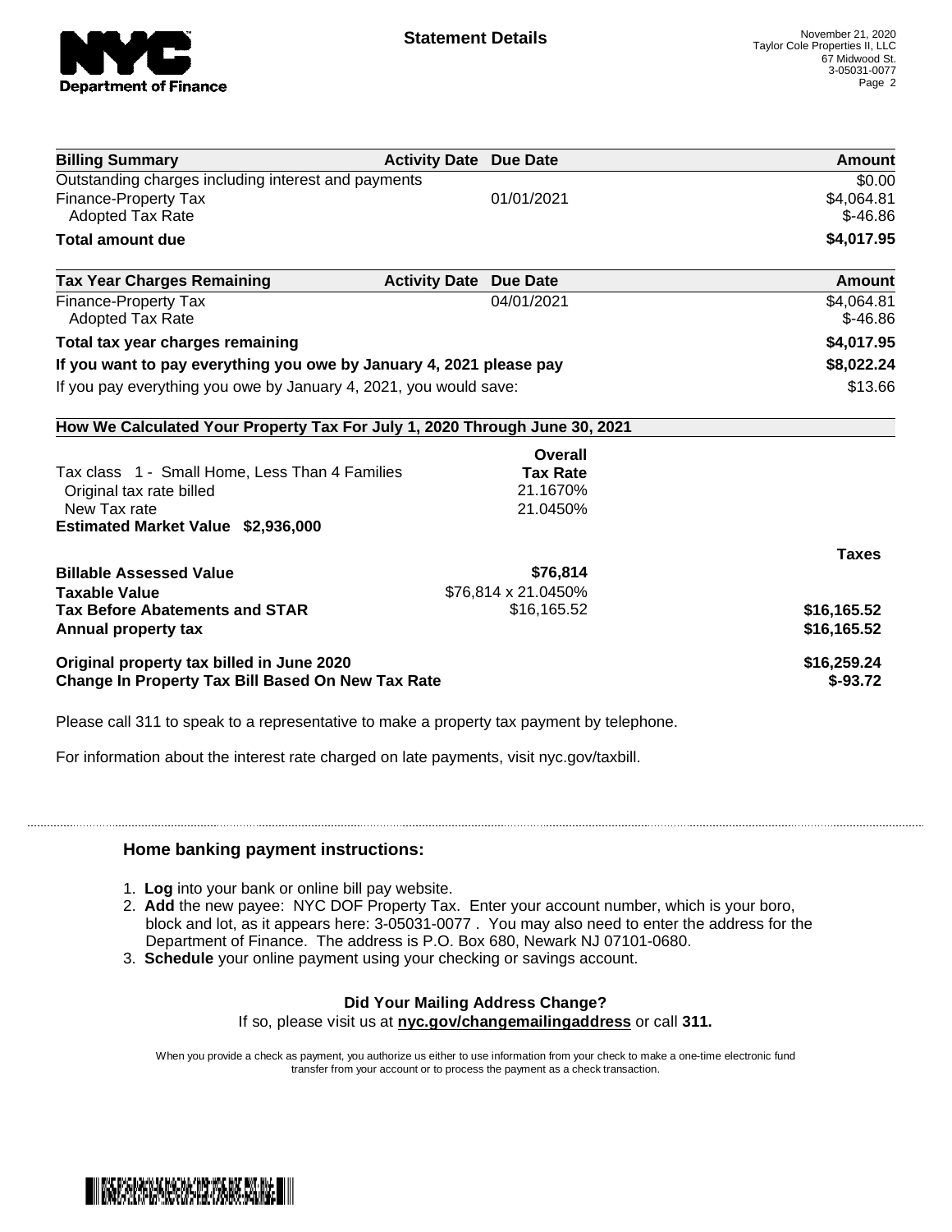**NYC Department of Finance**

## Statement Details

November 21, 2020
Taylor Cole Properties II, LLC
67 Midwood St.
3-05031-0077

| Billing Summary | Activity Date | Due Date | Amount |
| --- | --- | --- | --- |
| Outstanding charges including interest and payments | | | $0.00 |
| Finance-Property Tax | | 01/01/2021 | $4,064.81 |
| Adopted Tax Rate | | | $-46.86 |
| **Total amount due** | | | **$4,017.95** |

| Tax Year Charges Remaining | Activity Date | Due Date | Amount |
| --- | --- | --- | --- |
| Finance-Property Tax | | 04/01/2021 | $4,064.81 |
| Adopted Tax Rate | | | $-46.86 |
| **Total tax year charges remaining** | | | **$4,017.95** |
| **If you want to pay everything you owe by January 4, 2021 please pay** | | | **$8,022.24** |
| If you pay everything you owe by January 4, 2021, you would save: | | | $13.66 |

**How We Calculated Your Property Tax For July 1, 2020 Through June 30, 2021**

| | Overall Tax Rate | |
| --- | --- | --- |
| Tax class 1 - Small Home, Less Than 4 Families | | |
| Original tax rate billed | 21.1670% | |
| New Tax rate | 21.0450% | |
| **Estimated Market Value $2,936,000** | | |
| | | **Taxes** |
| **Billable Assessed Value** | **$76,814** | |
| **Taxable Value** | $76,814 x 21.0450% | |
| **Tax Before Abatements and STAR** | $16,165.52 | **$16,165.52** |
| **Annual property tax** | | **$16,165.52** |
| **Original property tax billed in June 2020** | | **$16,259.24** |
| **Change In Property Tax Bill Based On New Tax Rate** | | **$-93.72** |

Please call 311 to speak to a representative to make a property tax payment by telephone.

For information about the interest rate charged on late payments, visit nyc.gov/taxbill.

### Home banking payment instructions:

1. **Log** into your bank or online bill pay website.
2. **Add** the new payee: NYC DOF Property Tax. Enter your account number, which is your boro, block and lot, as it appears here: 3-05031-0077 . You may also need to enter the address for the Department of Finance. The address is P.O. Box 680, Newark NJ 07101-0680.
3. **Schedule** your online payment using your checking or savings account.

**Did Your Mailing Address Change?**
If so, please visit us at **nyc.gov/changemailingaddress** or call **311.**

When you provide a check as payment, you authorize us either to use information from your check to make a one-time electronic fund transfer from your account or to process the payment as a check transaction.